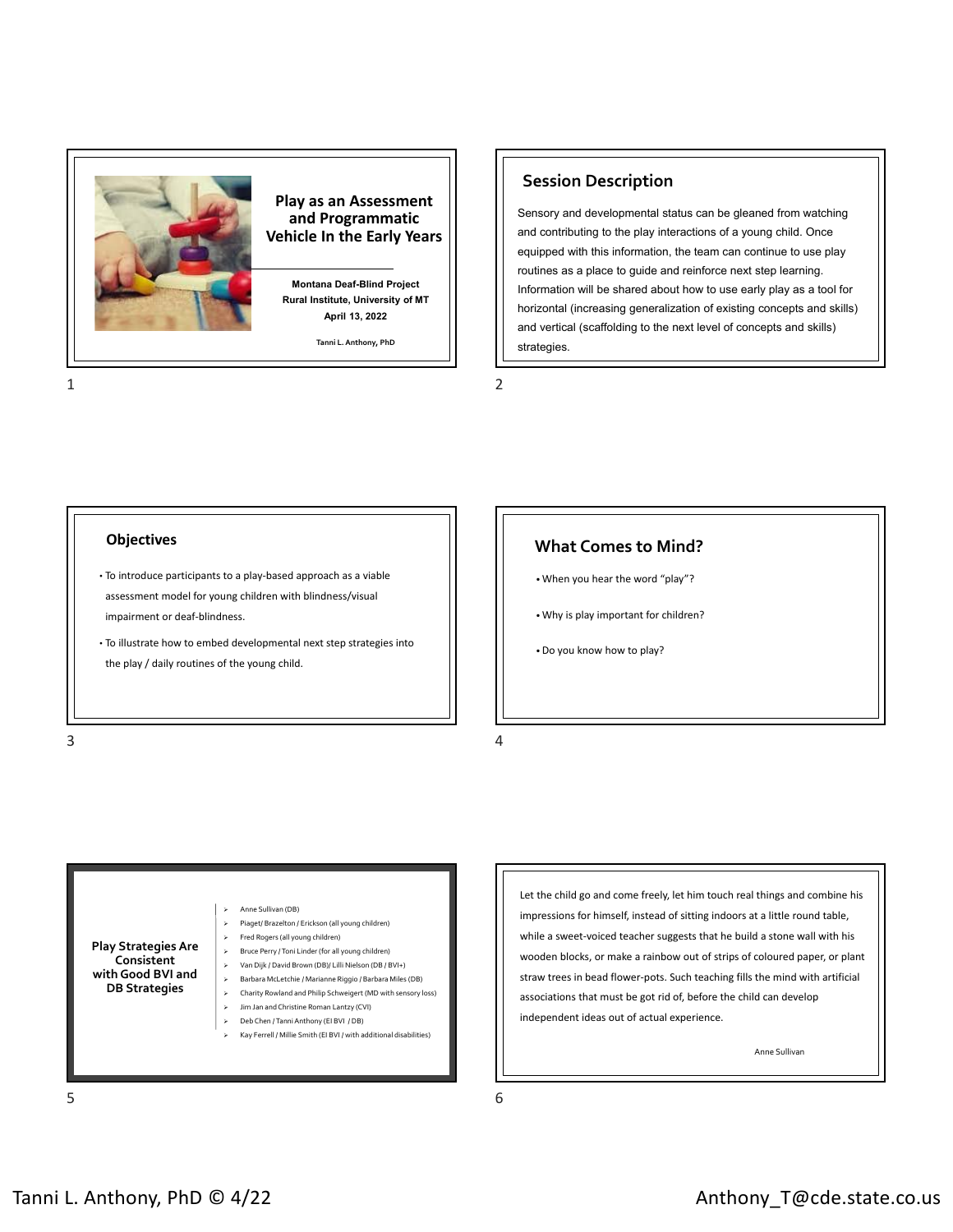# Play as an Assessment and Programmatic Vehicle In the Early Years

**Montana Deaf-Blind Project**
**Rural Institute, University of MT**
**April 13, 2022**

**Tanni L. Anthony, PhD**

## Session Description

Sensory and developmental status can be gleaned from watching and contributing to the play interactions of a young child. Once equipped with this information, the team can continue to use play routines as a place to guide and reinforce next step learning. Information will be shared about how to use early play as a tool for horizontal (increasing generalization of existing concepts and skills) and vertical (scaffolding to the next level of concepts and skills) strategies.

## Objectives

- To introduce participants to a play-based approach as a viable assessment model for young children with blindness/visual impairment or deaf-blindness.
- To illustrate how to embed developmental next step strategies into the play / daily routines of the young child.

## What Comes to Mind?

- When you hear the word "play"?
- Why is play important for children?
- Do you know how to play?

## Play Strategies Are Consistent with Good BVI and DB Strategies

- Anne Sullivan (DB)
- Piaget/ Brazelton / Erickson (all young children)
- Fred Rogers (all young children)
- Bruce Perry / Toni Linder (for all young children)
- Van Dijk / David Brown (DB)/ Lilli Nielson (DB / BVI+)
- Barbara McLetchie / Marianne Riggio / Barbara Miles (DB)
- Charity Rowland and Philip Schweigert (MD with sensory loss)
- Jim Jan and Christine Roman Lantzy (CVI)
- Deb Chen / Tanni Anthony (EI BVI / DB)
- Kay Ferrell / Millie Smith (EI BVI / with additional disabilities)

Let the child go and come freely, let him touch real things and combine his impressions for himself, instead of sitting indoors at a little round table, while a sweet-voiced teacher suggests that he build a stone wall with his wooden blocks, or make a rainbow out of strips of coloured paper, or plant straw trees in bead flower-pots. Such teaching fills the mind with artificial associations that must be got rid of, before the child can develop independent ideas out of actual experience.

Anne Sullivan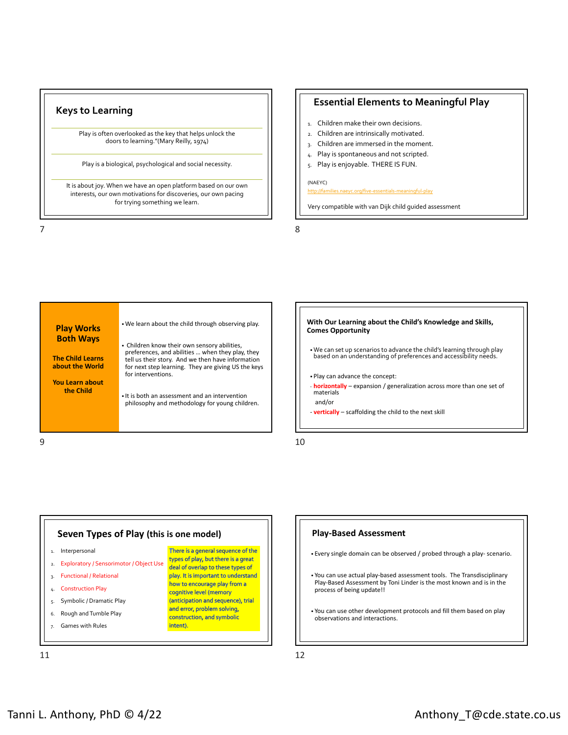## Keys to Learning

Play is often overlooked as the key that helps unlock the doors to learning."(Mary Reilly, 1974)

Play is a biological, psychological and social necessity.

It is about joy. When we have an open platform based on our own interests, our own motivations for discoveries, our own pacing for trying something we learn.

## Essential Elements to Meaningful Play

1. Children make their own decisions.
2. Children are intrinsically motivated.
3. Children are immersed in the moment.
4. Play is spontaneous and not scripted.
5. Play is enjoyable. THERE IS FUN.

(NAEYC)
http://families.naeyc.org/five-essentials-meaningful-play

Very compatible with van Dijk child guided assessment

## Play Works Both Ways

**The Child Learns about the World**

**You Learn about the Child**

- We learn about the child through observing play.
- Children know their own sensory abilities, preferences, and abilities … when they play, they tell us their story. And we then have information for next step learning. They are giving US the keys for interventions.
- It is both an assessment and an intervention philosophy and methodology for young children.

## With Our Learning about the Child's Knowledge and Skills, Comes Opportunity

- We can set up scenarios to advance the child's learning through play based on an understanding of preferences and accessibility needs.
- Play can advance the concept:
  - **horizontally** – expansion / generalization across more than one set of materials

    and/or
  - **vertically** – scaffolding the child to the next skill

## Seven Types of Play (this is one model)

1. Interpersonal
2. Exploratory / Sensorimotor / Object Use
3. Functional / Relational
4. Construction Play
5. Symbolic / Dramatic Play
6. Rough and Tumble Play
7. Games with Rules

There is a general sequence of the types of play, but there is a great deal of overlap to these types of play. It is important to understand how to encourage play from a cognitive level (memory (anticipation and sequence), trial and error, problem solving, construction, and symbolic intent).

## Play-Based Assessment

- Every single domain can be observed / probed through a play- scenario.
- You can use actual play-based assessment tools. The Transdisciplinary Play-Based Assessment by Toni Linder is the most known and is in the process of being update!!
- You can use other development protocols and fill them based on play observations and interactions.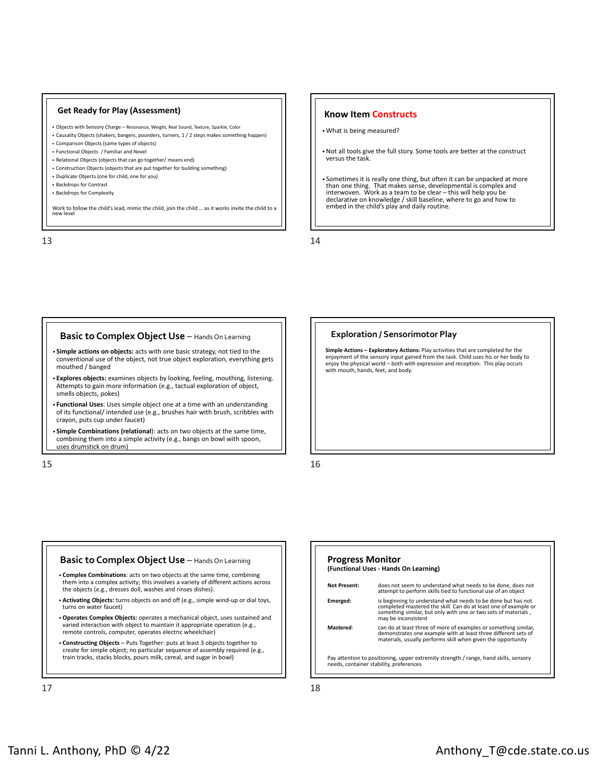## Get Ready for Play (Assessment)

- Objects with Sensory Charge – Resonance, Weight, Real Sound, Texture, Sparkle, Color
- Causality Objects (shakers, bangers, pounders, turners, 1 / 2 steps makes something happen)
- Comparison Objects (same types of objects)
- Functional Objects / Familiar and Novel
- Relational Objects (objects that can go together/ means end)
- Construction Objects (objects that are put together for building something)
- Duplicate Objects (one for child, one for you)
- Backdrops for Contrast
- Backdrops for Complexity

Work to follow the child's lead, mimic the child, join the child … as it works invite the child to a new level

## Know Item Constructs

- What is being measured?
- Not all tools give the full story. Some tools are better at the construct versus the task.
- Sometimes it is really one thing, but often it can be unpacked at more than one thing. That makes sense, developmental is complex and interwoven. Work as a team to be clear – this will help you be declarative on knowledge / skill baseline, where to go and how to embed in the child's play and daily routine.

## Basic to Complex Object Use – Hands On Learning

- **Simple actions on objects:** acts with one basic strategy, not tied to the conventional use of the object, not true object exploration, everything gets mouthed / banged
- **Explores objects:** examines objects by looking, feeling, mouthing, listening. Attempts to gain more information (e.g., tactual exploration of object, smells objects, pokes)
- **Functional Uses**: Uses simple object one at a time with an understanding of its functional/ intended use (e.g., brushes hair with brush, scribbles with crayon, puts cup under faucet)
- **Simple Combinations (relational**): acts on two objects at the same time, combining them into a simple activity (e.g., bangs on bowl with spoon, uses drumstick on drum)

## Exploration / Sensorimotor Play

**Simple Actions – Exploratory Actions:** Play activities that are completed for the enjoyment of the sensory input gained from the task. Child uses his or her body to enjoy the physical world – both with expression and reception. This play occurs with mouth, hands, feet, and body.

## Basic to Complex Object Use – Hands On Learning

- **Complex Combinations**: acts on two objects at the same time, combining them into a complex activity; this involves a variety of different actions across the objects (e.g., dresses doll, washes and rinses dishes).
- **Activating Objects:** turns objects on and off (e.g., simple wind-up or dial toys, turns on water faucet)
- **Operates Complex Objects:** operates a mechanical object, uses sustained and varied interaction with object to maintain it appropriate operation (e.g., remote controls, computer, operates electric wheelchair)
- **Constructing Objects** – Puts Together: puts at least 3 objects together to create for simple object; no particular sequence of assembly required (e.g., train tracks, stacks blocks, pours milk, cereal, and sugar in bowl)

## Progress Monitor
**(Functional Uses - Hands On Learning)**

| | |
|---|---|
| **Not Present:** | does not seem to understand what needs to be done, does not attempt to perform skills tied to functional use of an object |
| **Emerged:** | is beginning to understand what needs to be done but has not completed mastered the skill. Can do at least one of example or something similar, but only with one or two sets of materials , may be inconsistent |
| **Mastered**: | can do at least three of more of examples or something similar, demonstrates one example with at least three different sets of materials, usually performs skill when given the opportunity |

Pay attention to positioning, upper extremity strength / range, hand skills, sensory needs, container stability, preferences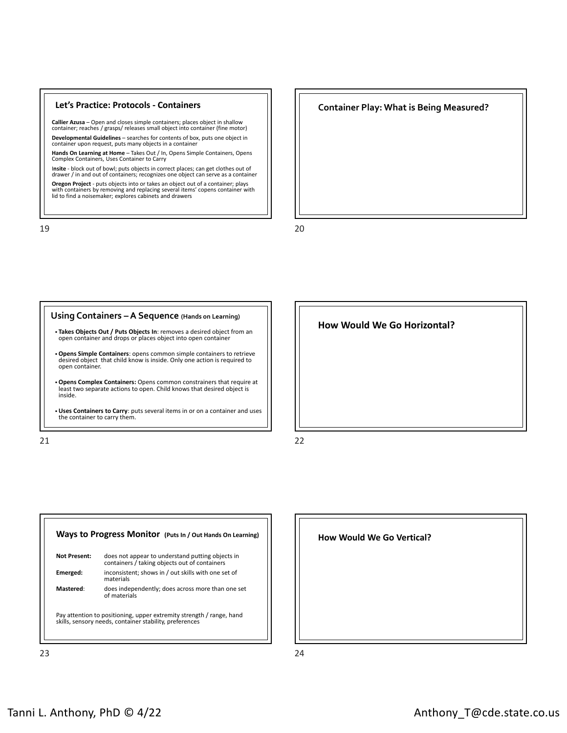## Let's Practice: Protocols - Containers

**Callier Azusa** – Open and closes simple containers; places object in shallow container; reaches / grasps/ releases small object into container (fine motor)

**Developmental Guidelines** – searches for contents of box, puts one object in container upon request, puts many objects in a container

**Hands On Learning at Home** – Takes Out / In, Opens Simple Containers, Opens Complex Containers, Uses Container to Carry

**Insite** - block out of bowl; puts objects in correct places; can get clothes out of drawer / in and out of containers; recognizes one object can serve as a container

**Oregon Project** - puts objects into or takes an object out of a container; plays with containers by removing and replacing several items' copens container with lid to find a noisemaker; explores cabinets and drawers

## Container Play: What is Being Measured?

## Using Containers – A Sequence (Hands on Learning)

- **Takes Objects Out / Puts Objects In**: removes a desired object from an open container and drops or places object into open container
- **Opens Simple Containers**: opens common simple containers to retrieve desired object that child know is inside. Only one action is required to open container.
- **Opens Complex Containers:** Opens common constrainers that require at least two separate actions to open. Child knows that desired object is inside.
- **Uses Containers to Carry**: puts several items in or on a container and uses the container to carry them.

## How Would We Go Horizontal?

## Ways to Progress Monitor (Puts In / Out Hands On Learning)

| | |
|---|---|
| **Not Present:** | does not appear to understand putting objects in containers / taking objects out of containers |
| **Emerged:** | inconsistent; shows in / out skills with one set of materials |
| **Mastered**: | does independently; does across more than one set of materials |

Pay attention to positioning, upper extremity strength / range, hand skills, sensory needs, container stability, preferences

## How Would We Go Vertical?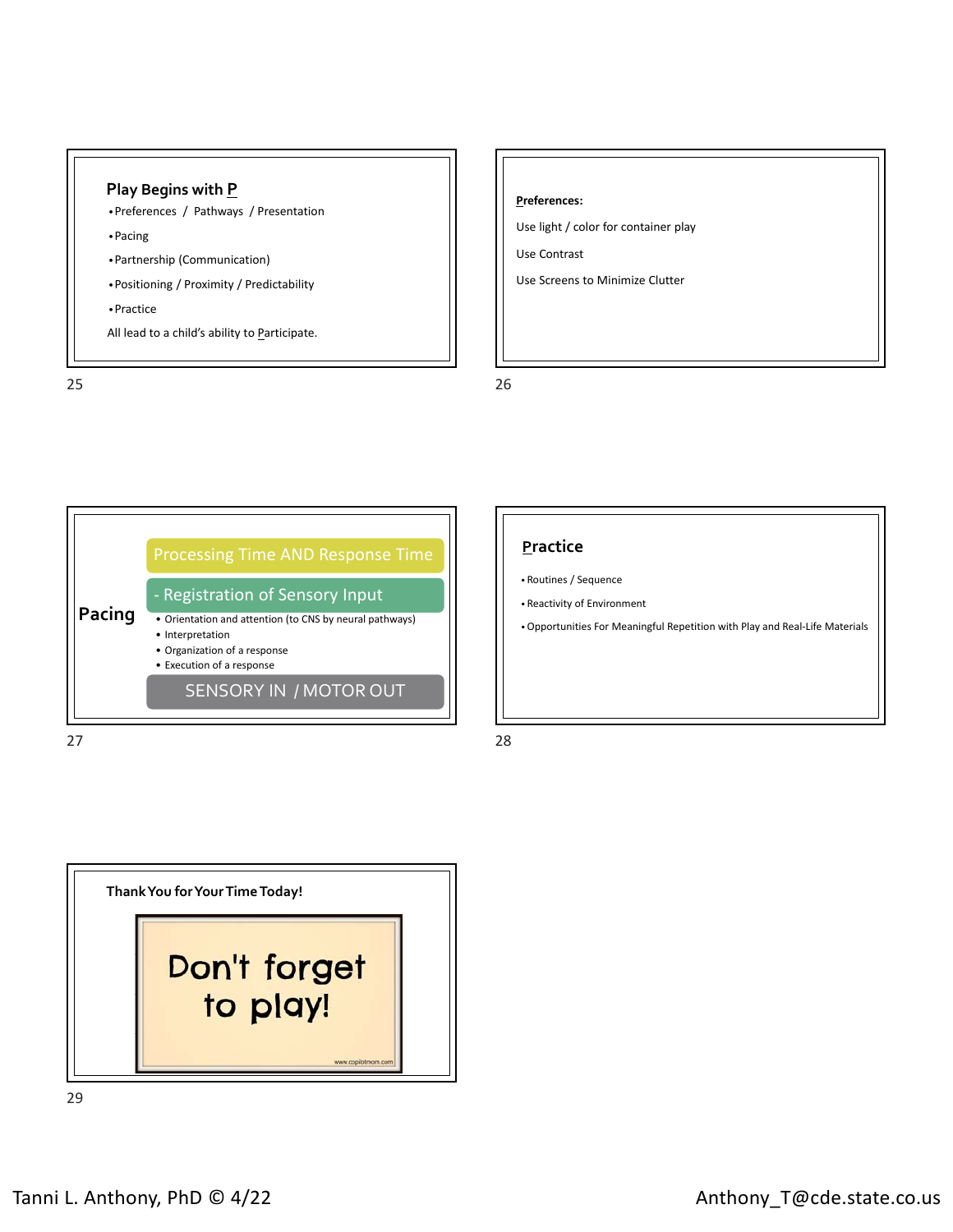## Play Begins with P

- Preferences / Pathways / Presentation
- Pacing
- Partnership (Communication)
- Positioning / Proximity / Predictability
- Practice

All lead to a child's ability to Participate.

**Preferences:**

Use light / color for container play

Use Contrast

Use Screens to Minimize Clutter

## Pacing

Processing Time AND Response Time

- Registration of Sensory Input

- Orientation and attention (to CNS by neural pathways)
- Interpretation
- Organization of a response
- Execution of a response

SENSORY IN / MOTOR OUT

## Practice

- Routines / Sequence
- Reactivity of Environment
- Opportunities For Meaningful Repetition with Play and Real-Life Materials

**Thank You for Your Time Today!**

Don't forget to play!

www.copilotmom.com

Tanni L. Anthony, PhD © 4/22

Anthony_T@cde.state.co.us